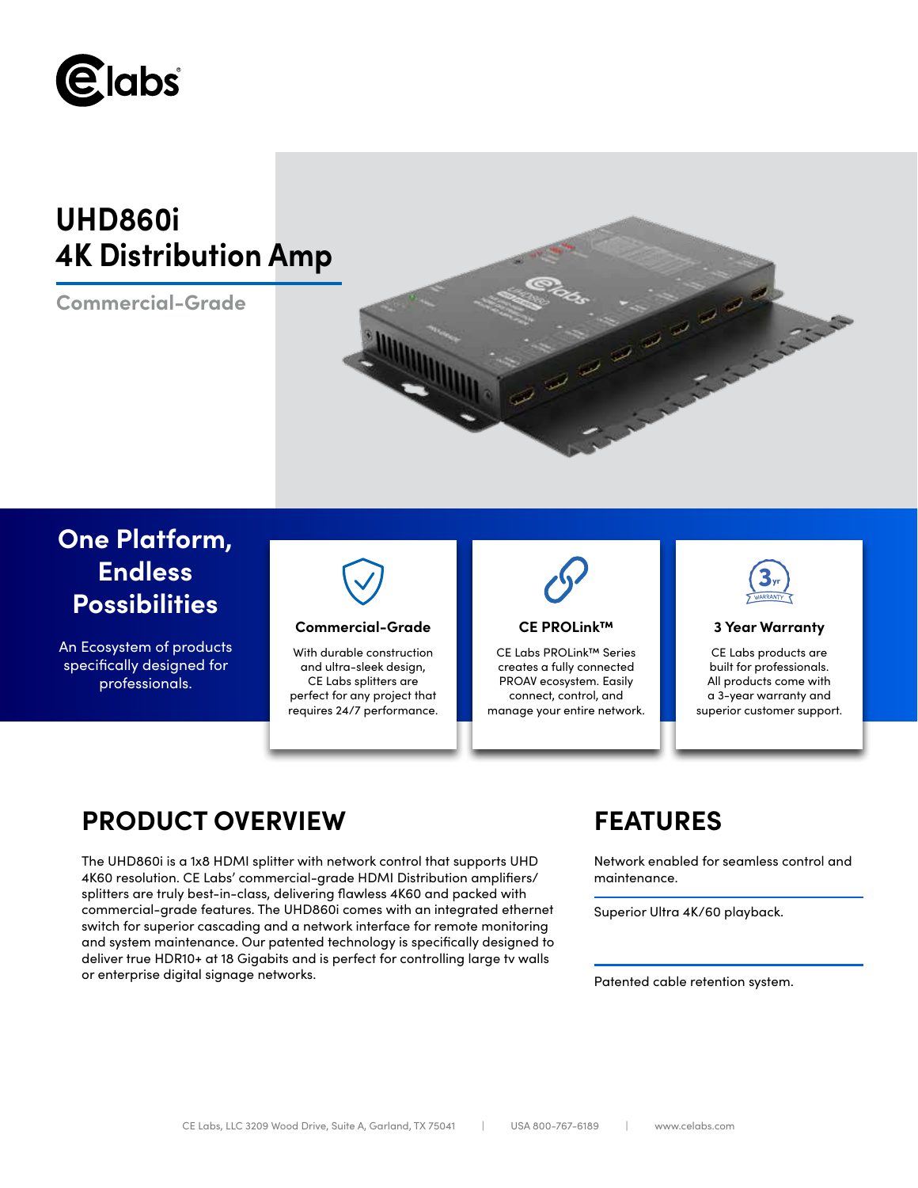# UHD860i
# 4K Distribution Amp

**Commercial-Grade**

## One Platform, Endless Possibilities

An Ecosystem of products specifically designed for professionals.

### Commercial-Grade

With durable construction and ultra-sleek design, CE Labs splitters are perfect for any project that requires 24/7 performance.

### CE PROLink™

CE Labs PROLink™ Series creates a fully connected PROAV ecosystem. Easily connect, control, and manage your entire network.

### 3 Year Warranty

CE Labs products are built for professionals. All products come with a 3-year warranty and superior customer support.

## PRODUCT OVERVIEW

The UHD860i is a 1x8 HDMI splitter with network control that supports UHD 4K60 resolution. CE Labs' commercial-grade HDMI Distribution amplifiers/splitters are truly best-in-class, delivering flawless 4K60 and packed with commercial-grade features. The UHD860i comes with an integrated ethernet switch for superior cascading and a network interface for remote monitoring and system maintenance. Our patented technology is specifically designed to deliver true HDR10+ at 18 Gigabits and is perfect for controlling large tv walls or enterprise digital signage networks.

## FEATURES

Network enabled for seamless control and maintenance.

Superior Ultra 4K/60 playback.

Patented cable retention system.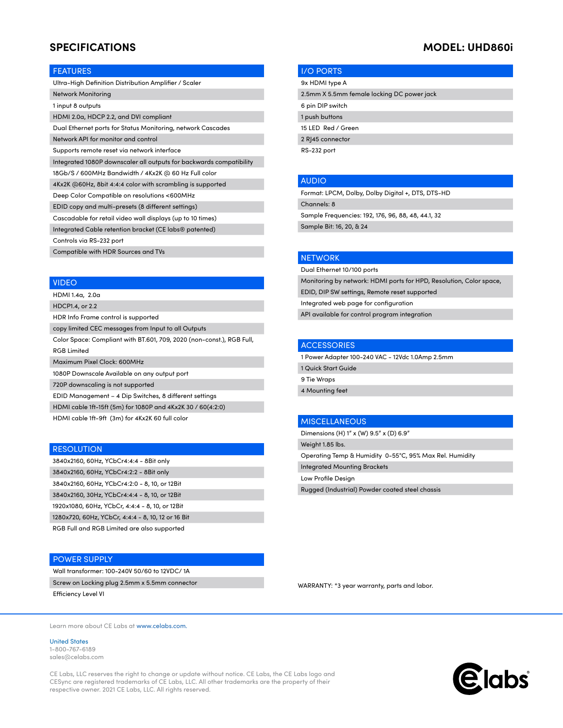# SPECIFICATIONS

## MODEL: UHD860i

### FEATURES

- Ultra-High Definition Distribution Amplifier / Scaler
- Network Monitoring
- 1 input 8 outputs
- HDMI 2.0a, HDCP 2.2, and DVI compliant
- Dual Ethernet ports for Status Monitoring, network Cascades
- Network API for monitor and control
- Supports remote reset via network interface
- Integrated 1080P downscaler all outputs for backwards compatibility
- 18Gb/S / 600MHz Bandwidth / 4Kx2K @ 60 Hz Full color
- 4Kx2K @60Hz, 8bit 4:4:4 color with scrambling is supported
- Deep Color Compatible on resolutions <600MHz
- EDID copy and multi-presets (8 different settings)
- Cascadable for retail video wall displays (up to 10 times)
- Integrated Cable retention bracket (CE labs® patented)
- Controls via RS-232 port
- Compatible with HDR Sources and TVs

### VIDEO

- HDMI 1.4a, 2.0a
- HDCP1.4, or 2.2
- HDR Info Frame control is supported
- copy limited CEC messages from Input to all Outputs
- Color Space: Compliant with BT.601, 709, 2020 (non-const.), RGB Full, RGB Limited
- Maximum Pixel Clock: 600MHz
- 1080P Downscale Available on any output port
- 720P downscaling is not supported
- EDID Management – 4 Dip Switches, 8 different settings
- HDMI cable 1ft-15ft (5m) for 1080P and 4Kx2K 30 / 60(4:2:0)
- HDMI cable 1ft-9ft (3m) for 4Kx2K 60 full color

### RESOLUTION

- 3840x2160, 60Hz, YCbCr4:4:4 - 8Bit only
- 3840x2160, 60Hz, YCbCr4:2:2 - 8Bit only
- 3840x2160, 60Hz, YCbCr4:2:0 - 8, 10, or 12Bit
- 3840x2160, 30Hz, YCbCr4:4:4 - 8, 10, or 12Bit
- 1920x1080, 60Hz, YCbCr, 4:4:4 - 8, 10, or 12Bit
- 1280x720, 60Hz, YCbCr, 4:4:4 - 8, 10, 12 or 16 Bit
- RGB Full and RGB Limited are also supported

### POWER SUPPLY

- Wall transformer: 100-240V 50/60 to 12VDC/ 1A
- Screw on Locking plug 2.5mm x 5.5mm connector
- Efficiency Level VI

### I/O PORTS

- 9x HDMI type A
- 2.5mm X 5.5mm female locking DC power jack
- 6 pin DIP switch
- 1 push buttons
- 15 LED Red / Green
- 2 RJ45 connector
- RS-232 port

### AUDIO

- Format: LPCM, Dolby, Dolby Digital +, DTS, DTS-HD
- Channels: 8
- Sample Frequencies: 192, 176, 96, 88, 48, 44.1, 32
- Sample Bit: 16, 20, & 24

### NETWORK

- Dual Ethernet 10/100 ports
- Monitoring by network: HDMI ports for HPD, Resolution, Color space, EDID, DIP SW settings, Remote reset supported
- Integrated web page for configuration
- API available for control program integration

### ACCESSORIES

- 1 Power Adapter 100-240 VAC - 12Vdc 1.0Amp 2.5mm
- 1 Quick Start Guide
- 9 Tie Wraps
- 4 Mounting feet

### MISCELLANEOUS

- Dimensions (H) 1" x (W) 9.5" x (D) 6.9"
- Weight 1.85 lbs.
- Operating Temp & Humidity 0-55°C, 95% Max Rel. Humidity
- Integrated Mounting Brackets
- Low Profile Design
- Rugged (Industrial) Powder coated steel chassis

WARRANTY: *3 year warranty, parts and labor.

---

Learn more about CE Labs at www.celabs.com.

United States
1-800-767-6189
sales@celabs.com

CE Labs, LLC reserves the right to change or update without notice. CE Labs, the CE Labs logo and CESync are registered trademarks of CE Labs, LLC. All other trademarks are the property of their respective owner. 2021 CE Labs, LLC. All rights reserved.